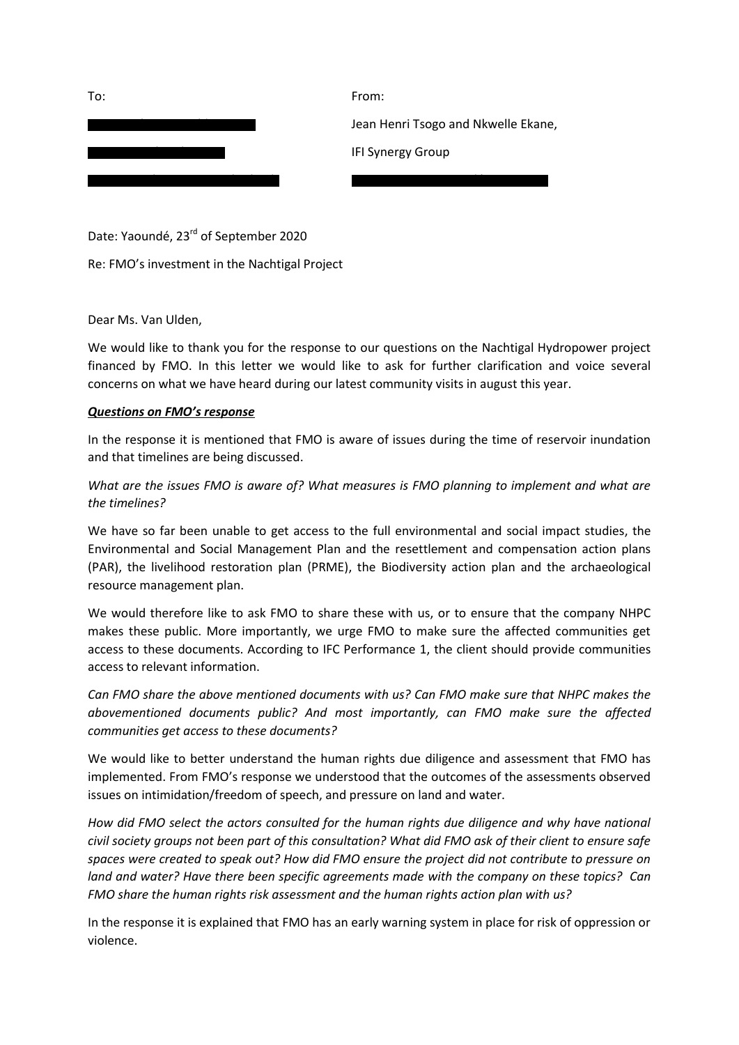To:

From:

Jean Henri Tsogo and Nkwelle Ekane,

IFI Synergy Group

Date: Yaoundé, 23rd of September 2020

Re: FMO's investment in the Nachtigal Project

Dear Ms. Van Ulden,

We would like to thank you for the response to our questions on the Nachtigal Hydropower project financed by FMO. In this letter we would like to ask for further clarification and voice several concerns on what we have heard during our latest community visits in august this year.

***Questions on FMO's response***

In the response it is mentioned that FMO is aware of issues during the time of reservoir inundation and that timelines are being discussed.

*What are the issues FMO is aware of? What measures is FMO planning to implement and what are the timelines?*

We have so far been unable to get access to the full environmental and social impact studies, the Environmental and Social Management Plan and the resettlement and compensation action plans (PAR), the livelihood restoration plan (PRME), the Biodiversity action plan and the archaeological resource management plan.

We would therefore like to ask FMO to share these with us, or to ensure that the company NHPC makes these public. More importantly, we urge FMO to make sure the affected communities get access to these documents. According to IFC Performance 1, the client should provide communities access to relevant information.

*Can FMO share the above mentioned documents with us? Can FMO make sure that NHPC makes the abovementioned documents public? And most importantly, can FMO make sure the affected communities get access to these documents?*

We would like to better understand the human rights due diligence and assessment that FMO has implemented. From FMO's response we understood that the outcomes of the assessments observed issues on intimidation/freedom of speech, and pressure on land and water.

*How did FMO select the actors consulted for the human rights due diligence and why have national civil society groups not been part of this consultation? What did FMO ask of their client to ensure safe spaces were created to speak out? How did FMO ensure the project did not contribute to pressure on land and water? Have there been specific agreements made with the company on these topics? Can FMO share the human rights risk assessment and the human rights action plan with us?*

In the response it is explained that FMO has an early warning system in place for risk of oppression or violence.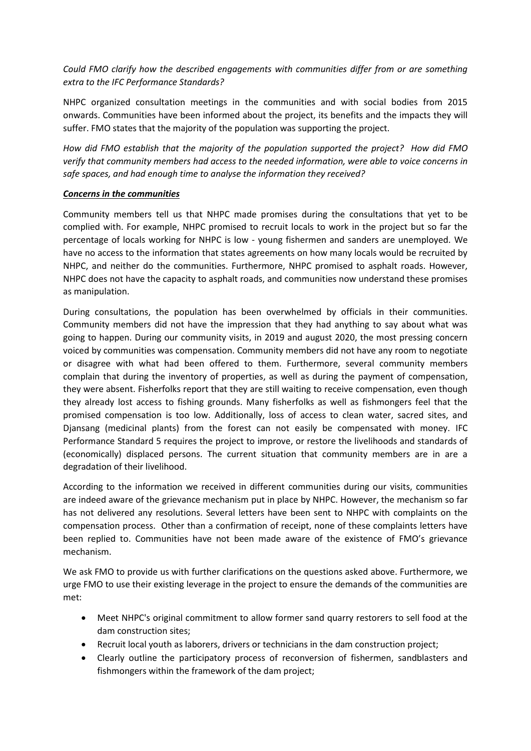*Could FMO clarify how the described engagements with communities differ from or are something extra to the IFC Performance Standards?*

NHPC organized consultation meetings in the communities and with social bodies from 2015 onwards. Communities have been informed about the project, its benefits and the impacts they will suffer. FMO states that the majority of the population was supporting the project.

*How did FMO establish that the majority of the population supported the project? How did FMO verify that community members had access to the needed information, were able to voice concerns in safe spaces, and had enough time to analyse the information they received?*

***Concerns in the communities***

Community members tell us that NHPC made promises during the consultations that yet to be complied with. For example, NHPC promised to recruit locals to work in the project but so far the percentage of locals working for NHPC is low - young fishermen and sanders are unemployed. We have no access to the information that states agreements on how many locals would be recruited by NHPC, and neither do the communities. Furthermore, NHPC promised to asphalt roads. However, NHPC does not have the capacity to asphalt roads, and communities now understand these promises as manipulation.

During consultations, the population has been overwhelmed by officials in their communities. Community members did not have the impression that they had anything to say about what was going to happen. During our community visits, in 2019 and august 2020, the most pressing concern voiced by communities was compensation. Community members did not have any room to negotiate or disagree with what had been offered to them. Furthermore, several community members complain that during the inventory of properties, as well as during the payment of compensation, they were absent. Fisherfolks report that they are still waiting to receive compensation, even though they already lost access to fishing grounds. Many fisherfolks as well as fishmongers feel that the promised compensation is too low. Additionally, loss of access to clean water, sacred sites, and Djansang (medicinal plants) from the forest can not easily be compensated with money. IFC Performance Standard 5 requires the project to improve, or restore the livelihoods and standards of (economically) displaced persons. The current situation that community members are in are a degradation of their livelihood.

According to the information we received in different communities during our visits, communities are indeed aware of the grievance mechanism put in place by NHPC. However, the mechanism so far has not delivered any resolutions. Several letters have been sent to NHPC with complaints on the compensation process. Other than a confirmation of receipt, none of these complaints letters have been replied to. Communities have not been made aware of the existence of FMO's grievance mechanism.

We ask FMO to provide us with further clarifications on the questions asked above. Furthermore, we urge FMO to use their existing leverage in the project to ensure the demands of the communities are met:

- Meet NHPC's original commitment to allow former sand quarry restorers to sell food at the dam construction sites;
- Recruit local youth as laborers, drivers or technicians in the dam construction project;
- Clearly outline the participatory process of reconversion of fishermen, sandblasters and fishmongers within the framework of the dam project;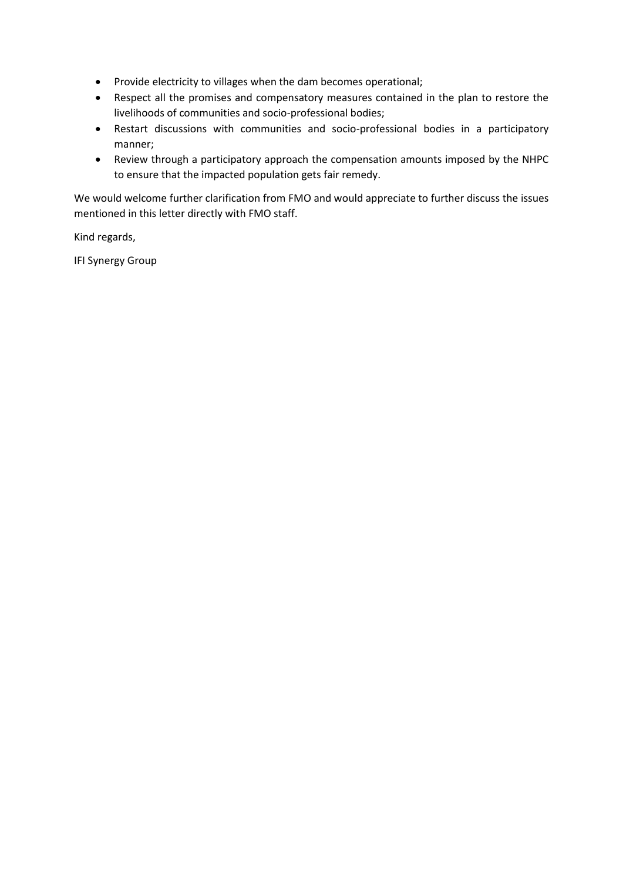- Provide electricity to villages when the dam becomes operational;
- Respect all the promises and compensatory measures contained in the plan to restore the livelihoods of communities and socio-professional bodies;
- Restart discussions with communities and socio-professional bodies in a participatory manner;
- Review through a participatory approach the compensation amounts imposed by the NHPC to ensure that the impacted population gets fair remedy.

We would welcome further clarification from FMO and would appreciate to further discuss the issues mentioned in this letter directly with FMO staff.

Kind regards,

IFI Synergy Group